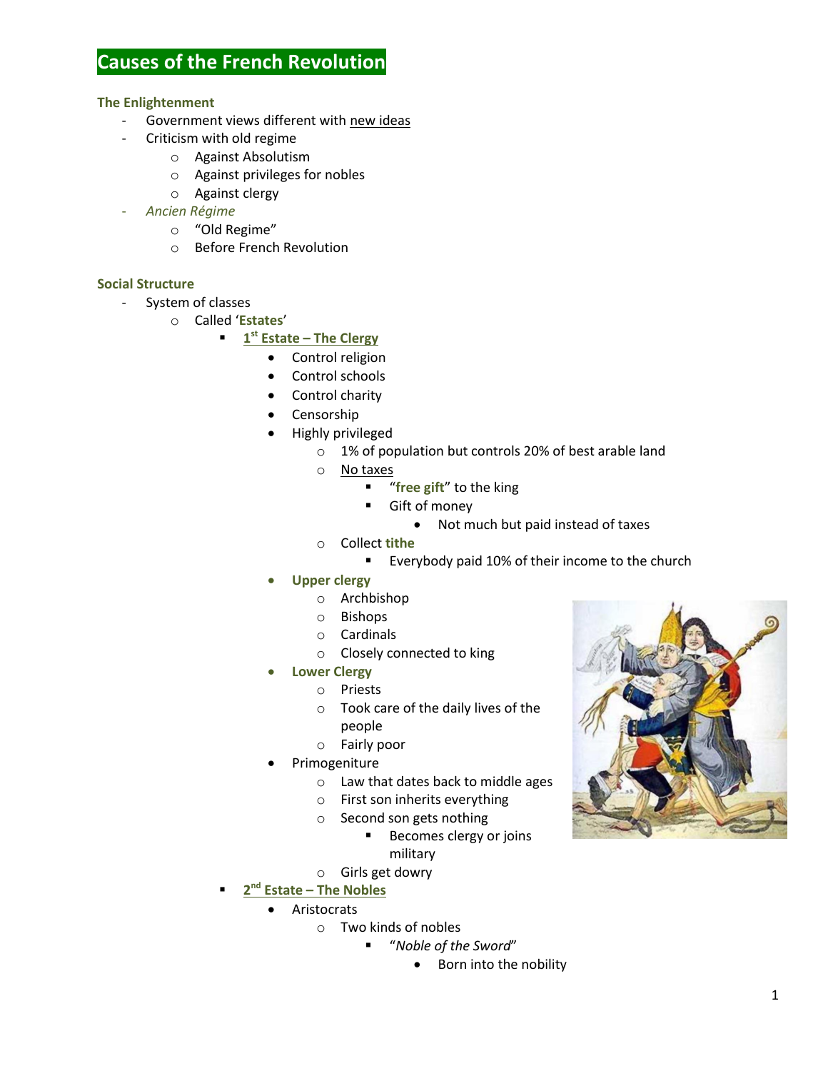# Causes of the French Revolution

### The Enlightenment

- Government views different with new ideas
- Criticism with old regime
  - Against Absolutism
  - Against privileges for nobles
  - Against clergy
- *Ancien Régime*
  - "Old Regime"
  - Before French Revolution

### Social Structure

- System of classes
  - Called '**Estates**'
    - **1st Estate – The Clergy**
      - Control religion
      - Control schools
      - Control charity
      - Censorship
      - Highly privileged
        - 1% of population but controls 20% of best arable land
        - No taxes
          - "**free gift**" to the king
          - Gift of money
            - Not much but paid instead of taxes
        - Collect **tithe**
          - Everybody paid 10% of their income to the church
      - **Upper clergy**
        - Archbishop
        - Bishops
        - Cardinals
        - Closely connected to king
      - **Lower Clergy**
        - Priests
        - Took care of the daily lives of the people
        - Fairly poor
      - Primogeniture
        - Law that dates back to middle ages
        - First son inherits everything
        - Second son gets nothing
          - Becomes clergy or joins military
        - Girls get dowry
    - **2nd Estate – The Nobles**
      - Aristocrats
        - Two kinds of nobles
          - "*Noble of the Sword*"
            - Born into the nobility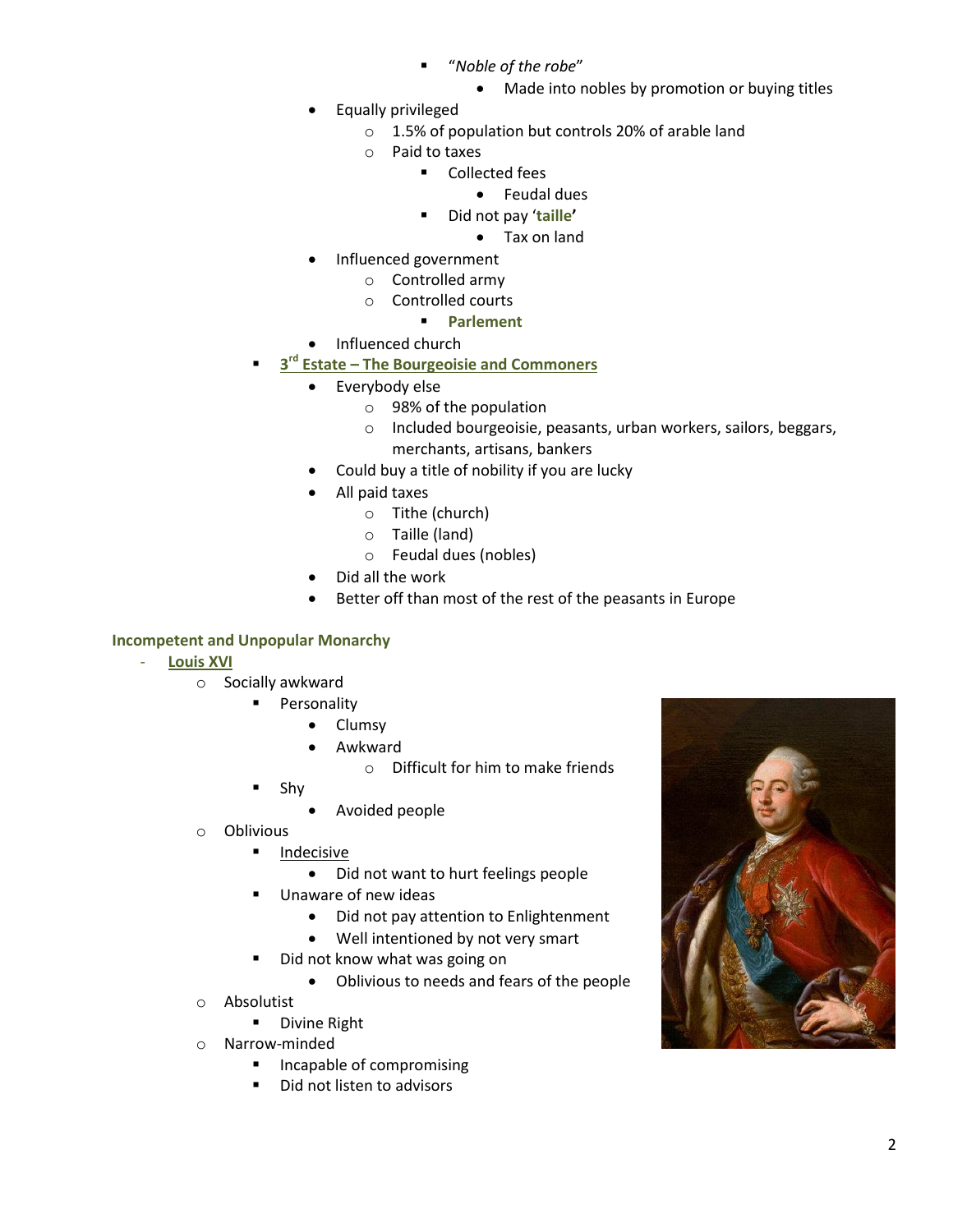- "*Noble of the robe*"
  - Made into nobles by promotion or buying titles
- Equally privileged
  - 1.5% of population but controls 20% of arable land
  - Paid to taxes
    - Collected fees
      - Feudal dues
    - Did not pay '**taille**'
      - Tax on land
- Influenced government
  - Controlled army
  - Controlled courts
    - **Parlement**
- Influenced church

- **3rd Estate – The Bourgeoisie and Commoners**
  - Everybody else
    - 98% of the population
    - Included bourgeoisie, peasants, urban workers, sailors, beggars, merchants, artisans, bankers
  - Could buy a title of nobility if you are lucky
  - All paid taxes
    - Tithe (church)
    - Taille (land)
    - Feudal dues (nobles)
  - Did all the work
  - Better off than most of the rest of the peasants in Europe

## Incompetent and Unpopular Monarchy

- **Louis XVI**
  - Socially awkward
    - Personality
      - Clumsy
      - Awkward
        - Difficult for him to make friends
    - Shy
      - Avoided people
  - Oblivious
    - Indecisive
      - Did not want to hurt feelings people
    - Unaware of new ideas
      - Did not pay attention to Enlightenment
      - Well intentioned by not very smart
    - Did not know what was going on
      - Oblivious to needs and fears of the people
  - Absolutist
    - Divine Right
  - Narrow-minded
    - Incapable of compromising
    - Did not listen to advisors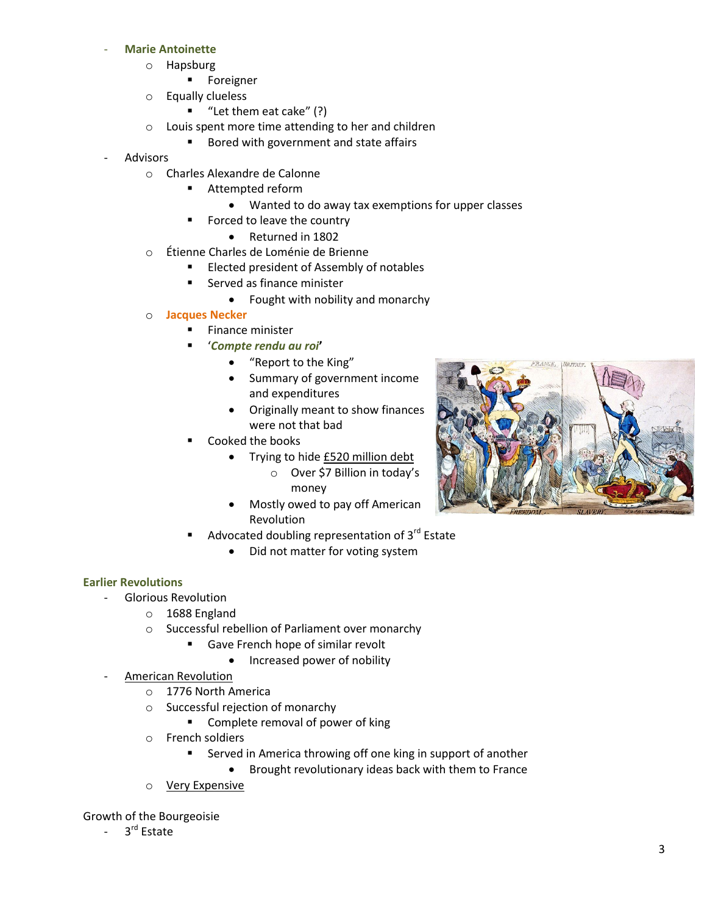- **Marie Antoinette**
    - Hapsburg
        - Foreigner
    - Equally clueless
        - "Let them eat cake" (?)
    - Louis spent more time attending to her and children
        - Bored with government and state affairs
- Advisors
    - Charles Alexandre de Calonne
        - Attempted reform
            - Wanted to do away tax exemptions for upper classes
        - Forced to leave the country
            - Returned in 1802
    - Étienne Charles de Loménie de Brienne
        - Elected president of Assembly of notables
        - Served as finance minister
            - Fought with nobility and monarchy
    - **Jacques Necker**
        - Finance minister
        - '***Compte rendu au roi***'
            - "Report to the King"
            - Summary of government income and expenditures
            - Originally meant to show finances were not that bad
        - Cooked the books
            - Trying to hide <u>£520 million debt</u>
                - Over $7 Billion in today's money
            - Mostly owed to pay off American Revolution
        - Advocated doubling representation of 3rd Estate
            - Did not matter for voting system

**Earlier Revolutions**

- Glorious Revolution
    - 1688 England
    - Successful rebellion of Parliament over monarchy
        - Gave French hope of similar revolt
            - Increased power of nobility
- <u>American Revolution</u>
    - 1776 North America
    - Successful rejection of monarchy
        - Complete removal of power of king
    - French soldiers
        - Served in America throwing off one king in support of another
            - Brought revolutionary ideas back with them to France
    - <u>Very Expensive</u>

Growth of the Bourgeoisie

- 3rd Estate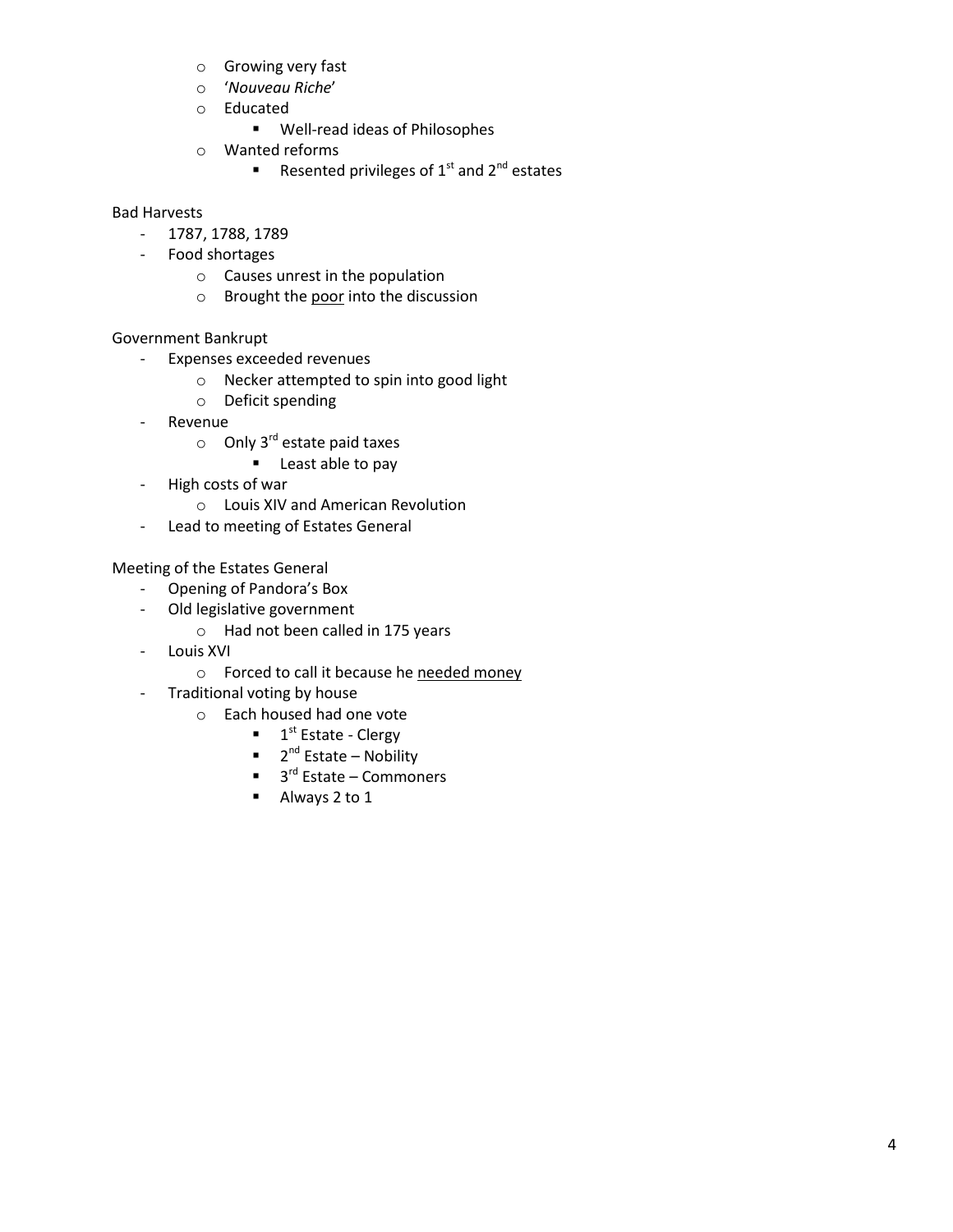- Growing very fast
- '*Nouveau Riche*'
- Educated
  - Well-read ideas of Philosophes
- Wanted reforms
  - Resented privileges of 1st and 2nd estates

Bad Harvests

- 1787, 1788, 1789
- Food shortages
  - Causes unrest in the population
  - Brought the <u>poor</u> into the discussion

Government Bankrupt

- Expenses exceeded revenues
  - Necker attempted to spin into good light
  - Deficit spending
- Revenue
  - Only 3rd estate paid taxes
    - Least able to pay
- High costs of war
  - Louis XIV and American Revolution
- Lead to meeting of Estates General

Meeting of the Estates General

- Opening of Pandora's Box
- Old legislative government
  - Had not been called in 175 years
- Louis XVI
  - Forced to call it because he <u>needed money</u>
- Traditional voting by house
  - Each housed had one vote
    - 1st Estate - Clergy
    - 2nd Estate – Nobility
    - 3rd Estate – Commoners
    - Always 2 to 1